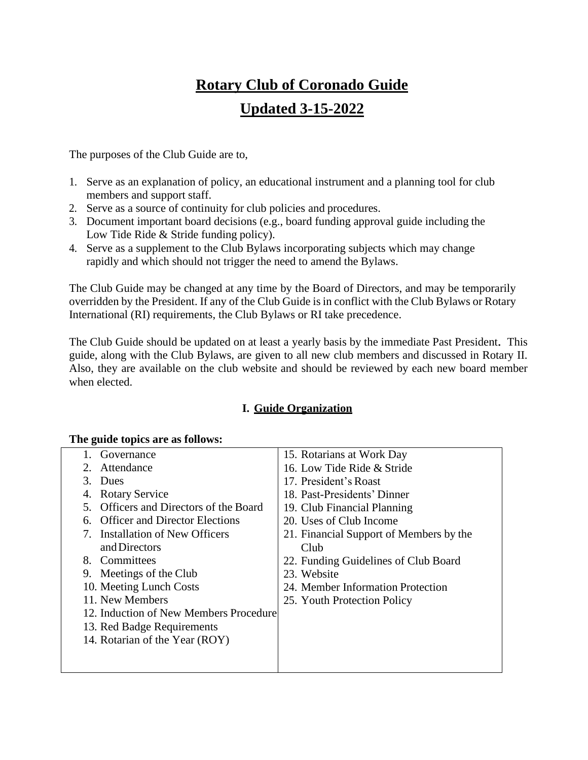# Rotary Club of Coronado Guide

# Updated 3-15-2022

The purposes of the Club Guide are to,

1. Serve as an explanation of policy, an educational instrument and a planning tool for club members and support staff.
2. Serve as a source of continuity for club policies and procedures.
3. Document important board decisions (e.g., board funding approval guide including the Low Tide Ride & Stride funding policy).
4. Serve as a supplement to the Club Bylaws incorporating subjects which may change rapidly and which should not trigger the need to amend the Bylaws.

The Club Guide may be changed at any time by the Board of Directors, and may be temporarily overridden by the President. If any of the Club Guide is in conflict with the Club Bylaws or Rotary International (RI) requirements, the Club Bylaws or RI take precedence.

The Club Guide should be updated on at least a yearly basis by the immediate Past President. This guide, along with the Club Bylaws, are given to all new club members and discussed in Rotary II. Also, they are available on the club website and should be reviewed by each new board member when elected.

## I. Guide Organization

**The guide topics are as follows:**

| | |
|---|---|
| 1. Governance | 15. Rotarians at Work Day |
| 2. Attendance | 16. Low Tide Ride & Stride |
| 3. Dues | 17. President's Roast |
| 4. Rotary Service | 18. Past-Presidents' Dinner |
| 5. Officers and Directors of the Board | 19. Club Financial Planning |
| 6. Officer and Director Elections | 20. Uses of Club Income |
| 7. Installation of New Officers and Directors | 21. Financial Support of Members by the Club |
| 8. Committees | 22. Funding Guidelines of Club Board |
| 9. Meetings of the Club | 23. Website |
| 10. Meeting Lunch Costs | 24. Member Information Protection |
| 11. New Members | 25. Youth Protection Policy |
| 12. Induction of New Members Procedure | |
| 13. Red Badge Requirements | |
| 14. Rotarian of the Year (ROY) | |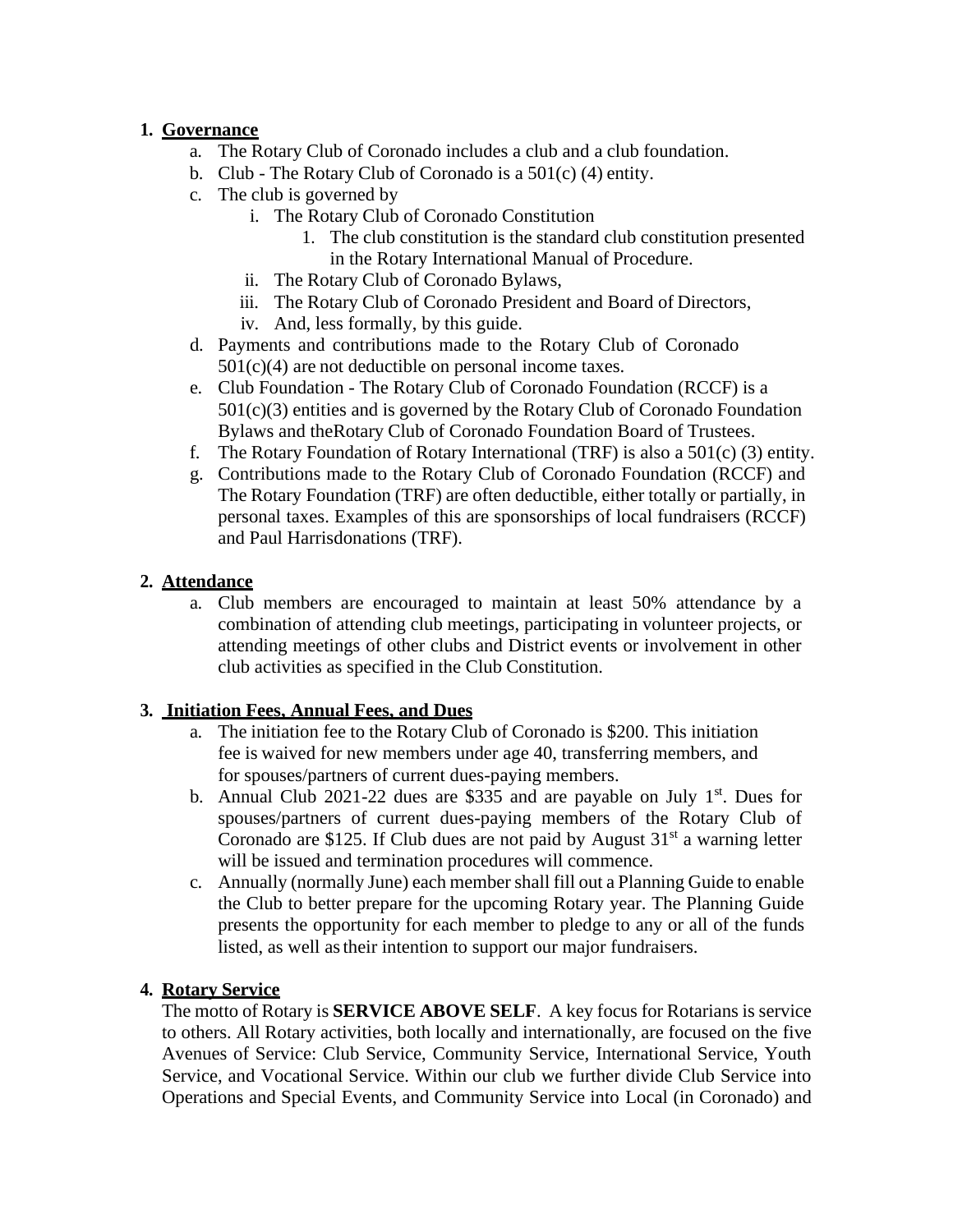1. **Governance**
    a. The Rotary Club of Coronado includes a club and a club foundation.
    b. Club - The Rotary Club of Coronado is a 501(c) (4) entity.
    c. The club is governed by
        i. The Rotary Club of Coronado Constitution
            1. The club constitution is the standard club constitution presented in the Rotary International Manual of Procedure.
        ii. The Rotary Club of Coronado Bylaws,
        iii. The Rotary Club of Coronado President and Board of Directors,
        iv. And, less formally, by this guide.
    d. Payments and contributions made to the Rotary Club of Coronado 501(c)(4) are not deductible on personal income taxes.
    e. Club Foundation - The Rotary Club of Coronado Foundation (RCCF) is a 501(c)(3) entities and is governed by the Rotary Club of Coronado Foundation Bylaws and theRotary Club of Coronado Foundation Board of Trustees.
    f. The Rotary Foundation of Rotary International (TRF) is also a 501(c) (3) entity.
    g. Contributions made to the Rotary Club of Coronado Foundation (RCCF) and The Rotary Foundation (TRF) are often deductible, either totally or partially, in personal taxes. Examples of this are sponsorships of local fundraisers (RCCF) and Paul Harrisdonations (TRF).

2. **Attendance**
    a. Club members are encouraged to maintain at least 50% attendance by a combination of attending club meetings, participating in volunteer projects, or attending meetings of other clubs and District events or involvement in other club activities as specified in the Club Constitution.

3. **Initiation Fees, Annual Fees, and Dues**
    a. The initiation fee to the Rotary Club of Coronado is $200. This initiation fee is waived for new members under age 40, transferring members, and for spouses/partners of current dues-paying members.
    b. Annual Club 2021-22 dues are $335 and are payable on July 1st. Dues for spouses/partners of current dues-paying members of the Rotary Club of Coronado are $125. If Club dues are not paid by August 31st a warning letter will be issued and termination procedures will commence.
    c. Annually (normally June) each member shall fill out a Planning Guide to enable the Club to better prepare for the upcoming Rotary year. The Planning Guide presents the opportunity for each member to pledge to any or all of the funds listed, as well as their intention to support our major fundraisers.

4. **Rotary Service**

The motto of Rotary is **SERVICE ABOVE SELF**. A key focus for Rotarians is service to others. All Rotary activities, both locally and internationally, are focused on the five Avenues of Service: Club Service, Community Service, International Service, Youth Service, and Vocational Service. Within our club we further divide Club Service into Operations and Special Events, and Community Service into Local (in Coronado) and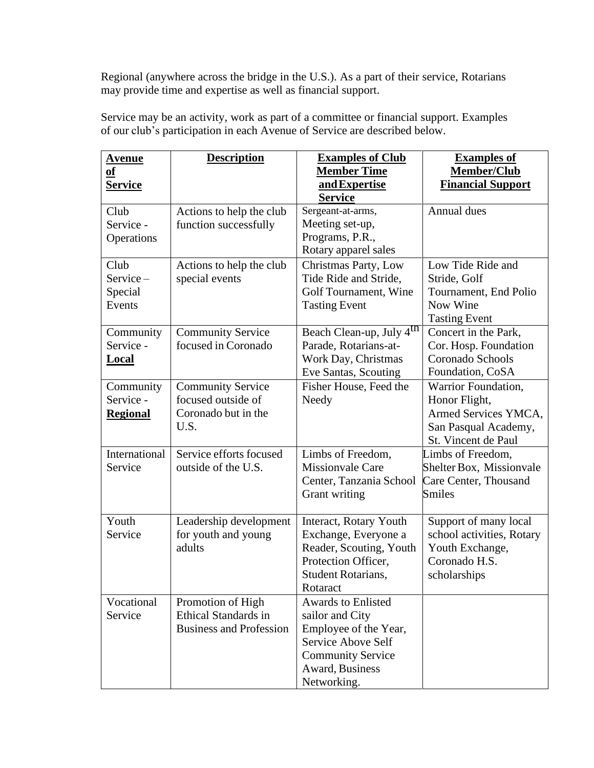Regional (anywhere across the bridge in the U.S.). As a part of their service, Rotarians may provide time and expertise as well as financial support.

Service may be an activity, work as part of a committee or financial support. Examples of our club's participation in each Avenue of Service are described below.

| **Avenue of Service** | **Description** | **Examples of Club Member Time and Expertise Service** | **Examples of Member/Club Financial Support** |
|---|---|---|---|
| Club Service - Operations | Actions to help the club function successfully | Sergeant-at-arms, Meeting set-up, Programs, P.R., Rotary apparel sales | Annual dues |
| Club Service – Special Events | Actions to help the club special events | Christmas Party, Low Tide Ride and Stride, Golf Tournament, Wine Tasting Event | Low Tide Ride and Stride, Golf Tournament, End Polio Now Wine Tasting Event |
| Community Service - **Local** | Community Service focused in Coronado | Beach Clean-up, July 4th Parade, Rotarians-at-Work Day, Christmas Eve Santas, Scouting | Concert in the Park, Cor. Hosp. Foundation Coronado Schools Foundation, CoSA |
| Community Service - **Regional** | Community Service focused outside of Coronado but in the U.S. | Fisher House, Feed the Needy | Warrior Foundation, Honor Flight, Armed Services YMCA, San Pasqual Academy, St. Vincent de Paul |
| International Service | Service efforts focused outside of the U.S. | Limbs of Freedom, Missionvale Care Center, Tanzania School Grant writing | Limbs of Freedom, Shelter Box, Missionvale Care Center, Thousand Smiles |
| Youth Service | Leadership development for youth and young adults | Interact, Rotary Youth Exchange, Everyone a Reader, Scouting, Youth Protection Officer, Student Rotarians, Rotaract | Support of many local school activities, Rotary Youth Exchange, Coronado H.S. scholarships |
| Vocational Service | Promotion of High Ethical Standards in Business and Profession | Awards to Enlisted sailor and City Employee of the Year, Service Above Self Community Service Award, Business Networking. | |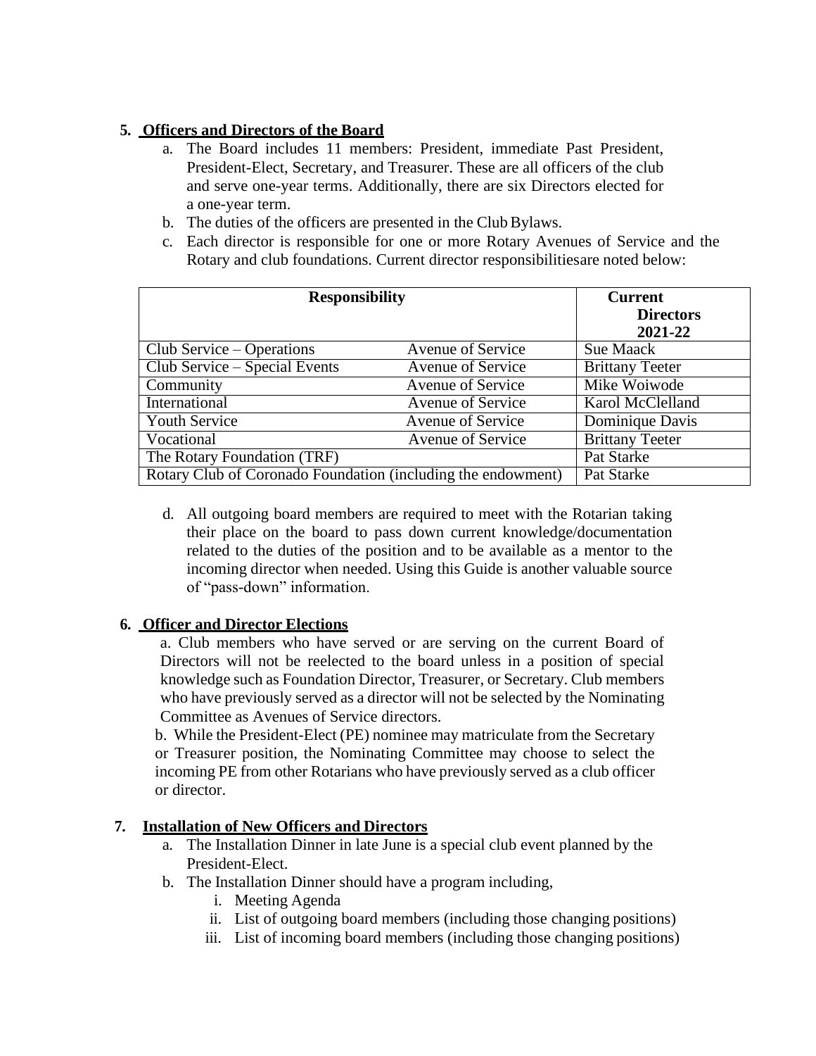## 5. Officers and Directors of the Board

a. The Board includes 11 members: President, immediate Past President, President-Elect, Secretary, and Treasurer. These are all officers of the club and serve one-year terms. Additionally, there are six Directors elected for a one-year term.

b. The duties of the officers are presented in the Club Bylaws.

c. Each director is responsible for one or more Rotary Avenues of Service and the Rotary and club foundations. Current director responsibilitiesare noted below:

| Responsibility | | Current Directors 2021-22 |
|---|---|---|
| Club Service – Operations | Avenue of Service | Sue Maack |
| Club Service – Special Events | Avenue of Service | Brittany Teeter |
| Community | Avenue of Service | Mike Woiwode |
| International | Avenue of Service | Karol McClelland |
| Youth Service | Avenue of Service | Dominique Davis |
| Vocational | Avenue of Service | Brittany Teeter |
| The Rotary Foundation (TRF) | | Pat Starke |
| Rotary Club of Coronado Foundation (including the endowment) | | Pat Starke |

d. All outgoing board members are required to meet with the Rotarian taking their place on the board to pass down current knowledge/documentation related to the duties of the position and to be available as a mentor to the incoming director when needed. Using this Guide is another valuable source of "pass-down" information.

## 6. Officer and Director Elections

a. Club members who have served or are serving on the current Board of Directors will not be reelected to the board unless in a position of special knowledge such as Foundation Director, Treasurer, or Secretary. Club members who have previously served as a director will not be selected by the Nominating Committee as Avenues of Service directors.

b. While the President-Elect (PE) nominee may matriculate from the Secretary or Treasurer position, the Nominating Committee may choose to select the incoming PE from other Rotarians who have previously served as a club officer or director.

## 7. Installation of New Officers and Directors

a. The Installation Dinner in late June is a special club event planned by the President-Elect.

b. The Installation Dinner should have a program including,

   i. Meeting Agenda

   ii. List of outgoing board members (including those changing positions)

   iii. List of incoming board members (including those changing positions)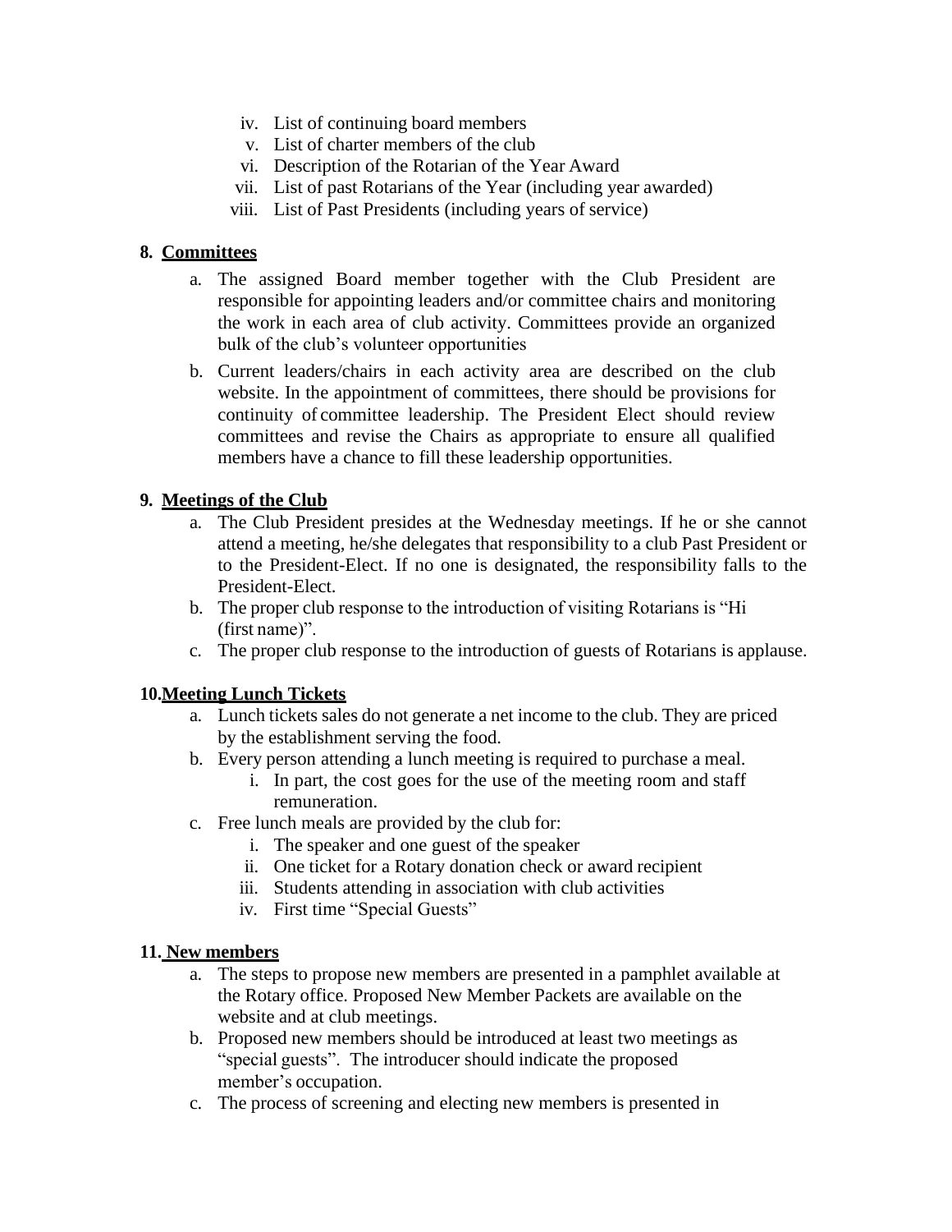iv. List of continuing board members
v. List of charter members of the club
vi. Description of the Rotarian of the Year Award
vii. List of past Rotarians of the Year (including year awarded)
viii. List of Past Presidents (including years of service)

**8. <u>Committees</u>**

a. The assigned Board member together with the Club President are responsible for appointing leaders and/or committee chairs and monitoring the work in each area of club activity. Committees provide an organized bulk of the club's volunteer opportunities

b. Current leaders/chairs in each activity area are described on the club website. In the appointment of committees, there should be provisions for continuity of committee leadership. The President Elect should review committees and revise the Chairs as appropriate to ensure all qualified members have a chance to fill these leadership opportunities.

**9. <u>Meetings of the Club</u>**

a. The Club President presides at the Wednesday meetings. If he or she cannot attend a meeting, he/she delegates that responsibility to a club Past President or to the President-Elect. If no one is designated, the responsibility falls to the President-Elect.
b. The proper club response to the introduction of visiting Rotarians is "Hi (first name)".
c. The proper club response to the introduction of guests of Rotarians is applause.

**10. <u>Meeting Lunch Tickets</u>**

a. Lunch tickets sales do not generate a net income to the club. They are priced by the establishment serving the food.
b. Every person attending a lunch meeting is required to purchase a meal.
   i. In part, the cost goes for the use of the meeting room and staff remuneration.
c. Free lunch meals are provided by the club for:
   i. The speaker and one guest of the speaker
   ii. One ticket for a Rotary donation check or award recipient
   iii. Students attending in association with club activities
   iv. First time "Special Guests"

**11. <u>New members</u>**

a. The steps to propose new members are presented in a pamphlet available at the Rotary office. Proposed New Member Packets are available on the website and at club meetings.
b. Proposed new members should be introduced at least two meetings as "special guests". The introducer should indicate the proposed member's occupation.
c. The process of screening and electing new members is presented in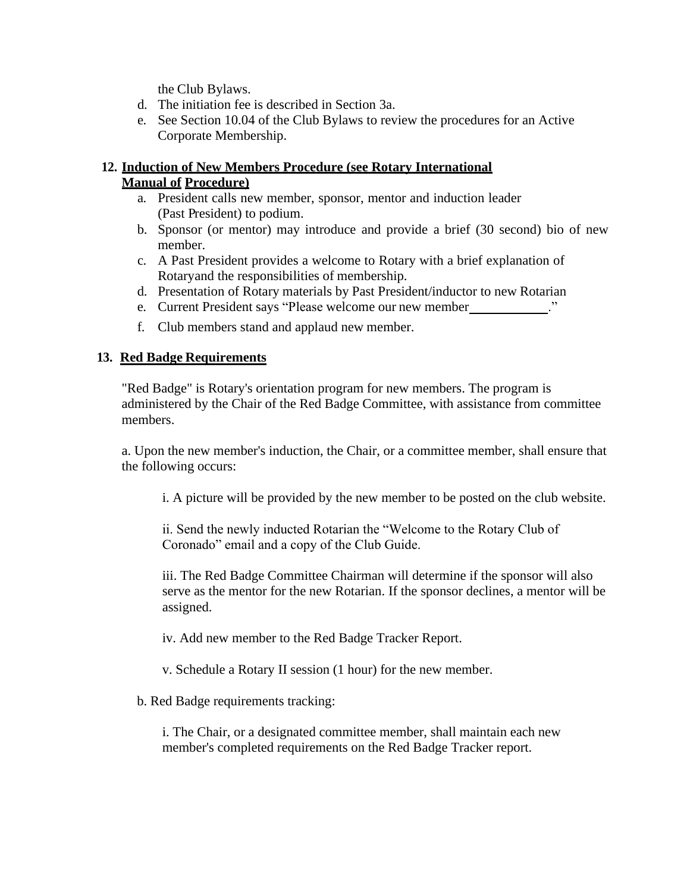the Club Bylaws.

d. The initiation fee is described in Section 3a.
e. See Section 10.04 of the Club Bylaws to review the procedures for an Active Corporate Membership.

**12. <u>Induction of New Members Procedure (see Rotary International Manual of Procedure)</u>**

a. President calls new member, sponsor, mentor and induction leader (Past President) to podium.
b. Sponsor (or mentor) may introduce and provide a brief (30 second) bio of new member.
c. A Past President provides a welcome to Rotary with a brief explanation of Rotaryand the responsibilities of membership.
d. Presentation of Rotary materials by Past President/inductor to new Rotarian
e. Current President says "Please welcome our new member____________."
f. Club members stand and applaud new member.

**13. <u>Red Badge Requirements</u>**

"Red Badge" is Rotary's orientation program for new members. The program is administered by the Chair of the Red Badge Committee, with assistance from committee members.

a. Upon the new member's induction, the Chair, or a committee member, shall ensure that the following occurs:

i. A picture will be provided by the new member to be posted on the club website.

ii. Send the newly inducted Rotarian the "Welcome to the Rotary Club of Coronado" email and a copy of the Club Guide.

iii. The Red Badge Committee Chairman will determine if the sponsor will also serve as the mentor for the new Rotarian. If the sponsor declines, a mentor will be assigned.

iv. Add new member to the Red Badge Tracker Report.

v. Schedule a Rotary II session (1 hour) for the new member.

b. Red Badge requirements tracking:

i. The Chair, or a designated committee member, shall maintain each new member's completed requirements on the Red Badge Tracker report.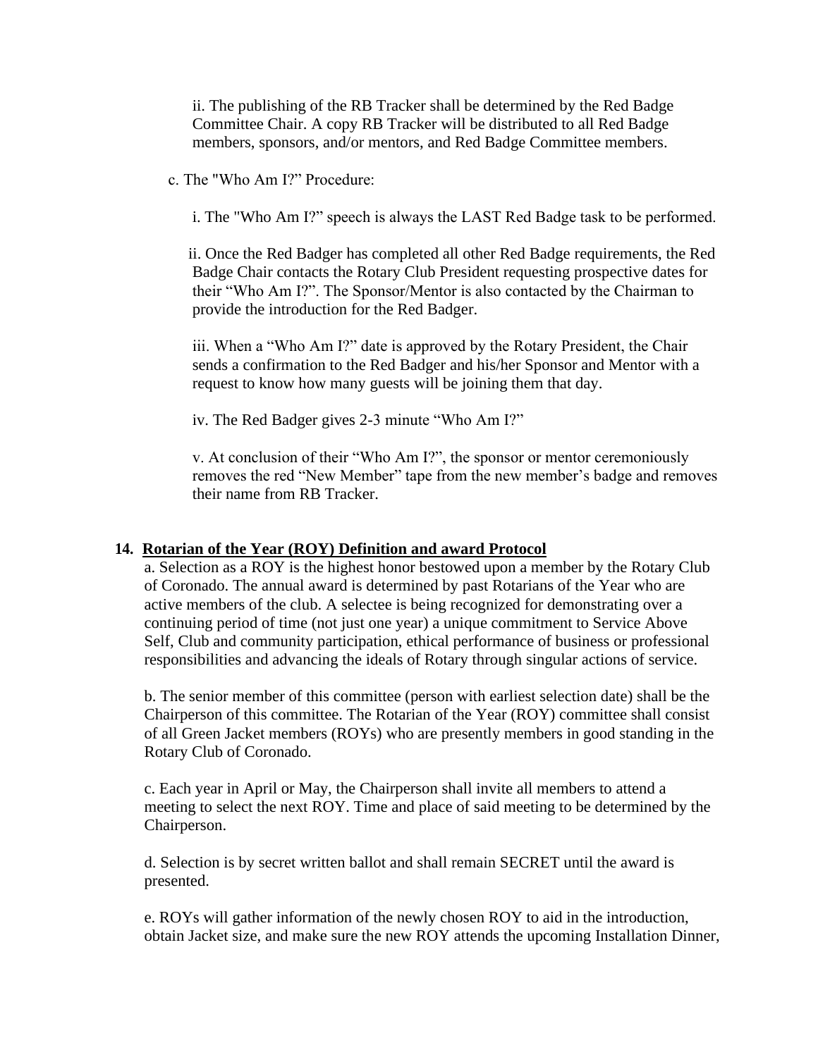ii. The publishing of the RB Tracker shall be determined by the Red Badge Committee Chair. A copy RB Tracker will be distributed to all Red Badge members, sponsors, and/or mentors, and Red Badge Committee members.

c. The "Who Am I?" Procedure:

i. The "Who Am I?" speech is always the LAST Red Badge task to be performed.

ii. Once the Red Badger has completed all other Red Badge requirements, the Red Badge Chair contacts the Rotary Club President requesting prospective dates for their "Who Am I?". The Sponsor/Mentor is also contacted by the Chairman to provide the introduction for the Red Badger.

iii. When a "Who Am I?" date is approved by the Rotary President, the Chair sends a confirmation to the Red Badger and his/her Sponsor and Mentor with a request to know how many guests will be joining them that day.

iv. The Red Badger gives 2-3 minute "Who Am I?"

v. At conclusion of their "Who Am I?", the sponsor or mentor ceremoniously removes the red "New Member" tape from the new member's badge and removes their name from RB Tracker.

## 14. Rotarian of the Year (ROY) Definition and award Protocol

a. Selection as a ROY is the highest honor bestowed upon a member by the Rotary Club of Coronado. The annual award is determined by past Rotarians of the Year who are active members of the club. A selectee is being recognized for demonstrating over a continuing period of time (not just one year) a unique commitment to Service Above Self, Club and community participation, ethical performance of business or professional responsibilities and advancing the ideals of Rotary through singular actions of service.

b. The senior member of this committee (person with earliest selection date) shall be the Chairperson of this committee. The Rotarian of the Year (ROY) committee shall consist of all Green Jacket members (ROYs) who are presently members in good standing in the Rotary Club of Coronado.

c. Each year in April or May, the Chairperson shall invite all members to attend a meeting to select the next ROY. Time and place of said meeting to be determined by the Chairperson.

d. Selection is by secret written ballot and shall remain SECRET until the award is presented.

e. ROYs will gather information of the newly chosen ROY to aid in the introduction, obtain Jacket size, and make sure the new ROY attends the upcoming Installation Dinner,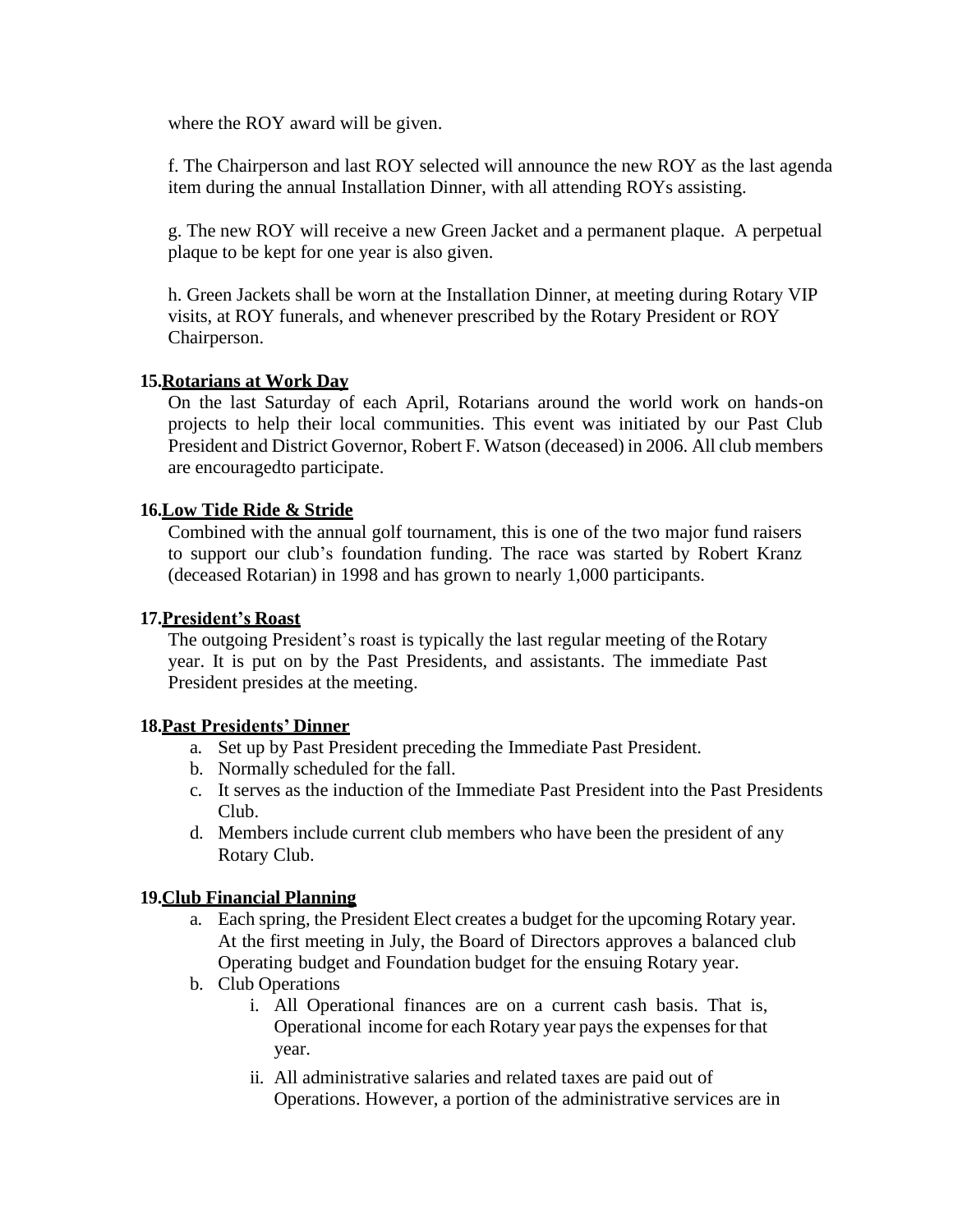where the ROY award will be given.

f. The Chairperson and last ROY selected will announce the new ROY as the last agenda item during the annual Installation Dinner, with all attending ROYs assisting.

g. The new ROY will receive a new Green Jacket and a permanent plaque. A perpetual plaque to be kept for one year is also given.

h. Green Jackets shall be worn at the Installation Dinner, at meeting during Rotary VIP visits, at ROY funerals, and whenever prescribed by the Rotary President or ROY Chairperson.

**15. Rotarians at Work Day**

On the last Saturday of each April, Rotarians around the world work on hands-on projects to help their local communities. This event was initiated by our Past Club President and District Governor, Robert F. Watson (deceased) in 2006. All club members are encouragedto participate.

**16. Low Tide Ride & Stride**

Combined with the annual golf tournament, this is one of the two major fund raisers to support our club's foundation funding. The race was started by Robert Kranz (deceased Rotarian) in 1998 and has grown to nearly 1,000 participants.

**17. President's Roast**

The outgoing President's roast is typically the last regular meeting of the Rotary year. It is put on by the Past Presidents, and assistants. The immediate Past President presides at the meeting.

**18. Past Presidents' Dinner**

a. Set up by Past President preceding the Immediate Past President.
b. Normally scheduled for the fall.
c. It serves as the induction of the Immediate Past President into the Past Presidents Club.
d. Members include current club members who have been the president of any Rotary Club.

**19. Club Financial Planning**

a. Each spring, the President Elect creates a budget for the upcoming Rotary year. At the first meeting in July, the Board of Directors approves a balanced club Operating budget and Foundation budget for the ensuing Rotary year.
b. Club Operations
    i. All Operational finances are on a current cash basis. That is, Operational income for each Rotary year pays the expenses for that year.
    ii. All administrative salaries and related taxes are paid out of Operations. However, a portion of the administrative services are in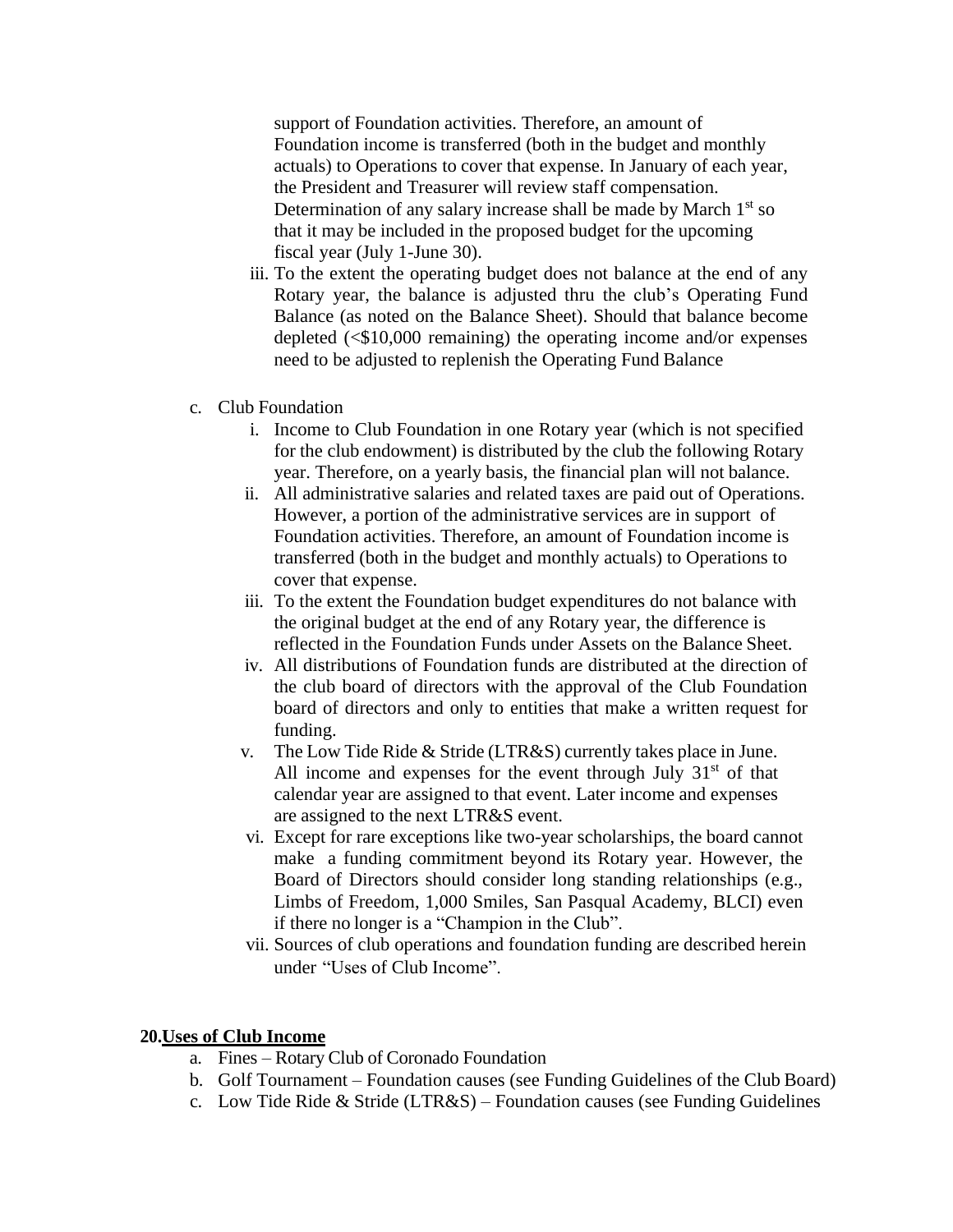support of Foundation activities. Therefore, an amount of Foundation income is transferred (both in the budget and monthly actuals) to Operations to cover that expense. In January of each year, the President and Treasurer will review staff compensation. Determination of any salary increase shall be made by March 1st so that it may be included in the proposed budget for the upcoming fiscal year (July 1-June 30).

   iii. To the extent the operating budget does not balance at the end of any Rotary year, the balance is adjusted thru the club's Operating Fund Balance (as noted on the Balance Sheet). Should that balance become depleted (<$10,000 remaining) the operating income and/or expenses need to be adjusted to replenish the Operating Fund Balance

c. Club Foundation
   i. Income to Club Foundation in one Rotary year (which is not specified for the club endowment) is distributed by the club the following Rotary year. Therefore, on a yearly basis, the financial plan will not balance.
   ii. All administrative salaries and related taxes are paid out of Operations. However, a portion of the administrative services are in support of Foundation activities. Therefore, an amount of Foundation income is transferred (both in the budget and monthly actuals) to Operations to cover that expense.
   iii. To the extent the Foundation budget expenditures do not balance with the original budget at the end of any Rotary year, the difference is reflected in the Foundation Funds under Assets on the Balance Sheet.
   iv. All distributions of Foundation funds are distributed at the direction of the club board of directors with the approval of the Club Foundation board of directors and only to entities that make a written request for funding.
   v. The Low Tide Ride & Stride (LTR&S) currently takes place in June. All income and expenses for the event through July 31st of that calendar year are assigned to that event. Later income and expenses are assigned to the next LTR&S event.
   vi. Except for rare exceptions like two-year scholarships, the board cannot make a funding commitment beyond its Rotary year. However, the Board of Directors should consider long standing relationships (e.g., Limbs of Freedom, 1,000 Smiles, San Pasqual Academy, BLCI) even if there no longer is a "Champion in the Club".
   vii. Sources of club operations and foundation funding are described herein under "Uses of Club Income".

**20. Uses of Club Income**

a. Fines – Rotary Club of Coronado Foundation
b. Golf Tournament – Foundation causes (see Funding Guidelines of the Club Board)
c. Low Tide Ride & Stride (LTR&S) – Foundation causes (see Funding Guidelines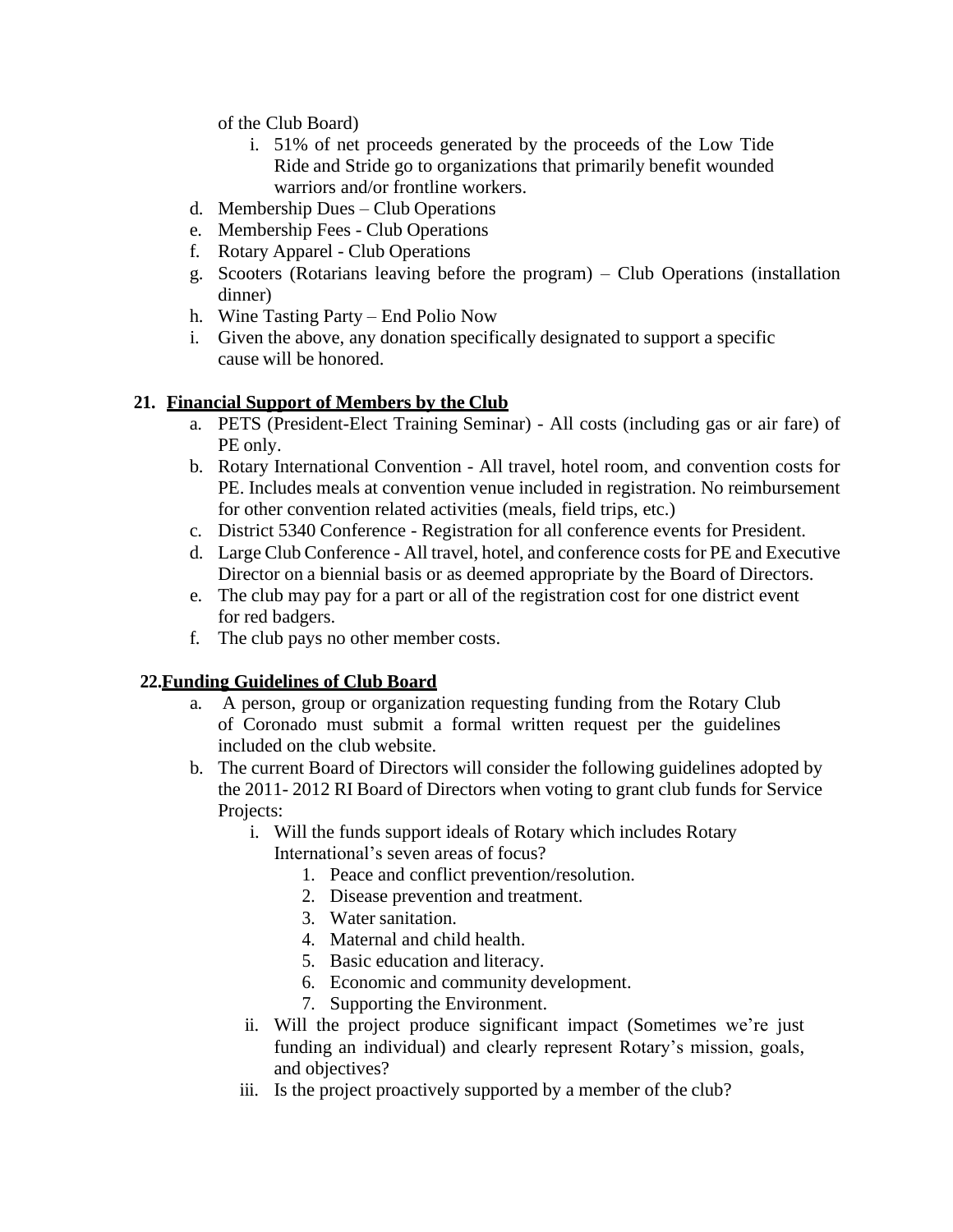of the Club Board)

    i. 51% of net proceeds generated by the proceeds of the Low Tide Ride and Stride go to organizations that primarily benefit wounded warriors and/or frontline workers.

d. Membership Dues – Club Operations
e. Membership Fees - Club Operations
f. Rotary Apparel - Club Operations
g. Scooters (Rotarians leaving before the program) – Club Operations (installation dinner)
h. Wine Tasting Party – End Polio Now
i. Given the above, any donation specifically designated to support a specific cause will be honored.

## 21. Financial Support of Members by the Club

a. PETS (President-Elect Training Seminar) - All costs (including gas or air fare) of PE only.
b. Rotary International Convention - All travel, hotel room, and convention costs for PE. Includes meals at convention venue included in registration. No reimbursement for other convention related activities (meals, field trips, etc.)
c. District 5340 Conference - Registration for all conference events for President.
d. Large Club Conference - All travel, hotel, and conference costs for PE and Executive Director on a biennial basis or as deemed appropriate by the Board of Directors.
e. The club may pay for a part or all of the registration cost for one district event for red badgers.
f. The club pays no other member costs.

## 22. Funding Guidelines of Club Board

a. A person, group or organization requesting funding from the Rotary Club of Coronado must submit a formal written request per the guidelines included on the club website.
b. The current Board of Directors will consider the following guidelines adopted by the 2011- 2012 RI Board of Directors when voting to grant club funds for Service Projects:
    i. Will the funds support ideals of Rotary which includes Rotary International's seven areas of focus?
        1. Peace and conflict prevention/resolution.
        2. Disease prevention and treatment.
        3. Water sanitation.
        4. Maternal and child health.
        5. Basic education and literacy.
        6. Economic and community development.
        7. Supporting the Environment.
    ii. Will the project produce significant impact (Sometimes we're just funding an individual) and clearly represent Rotary's mission, goals, and objectives?
    iii. Is the project proactively supported by a member of the club?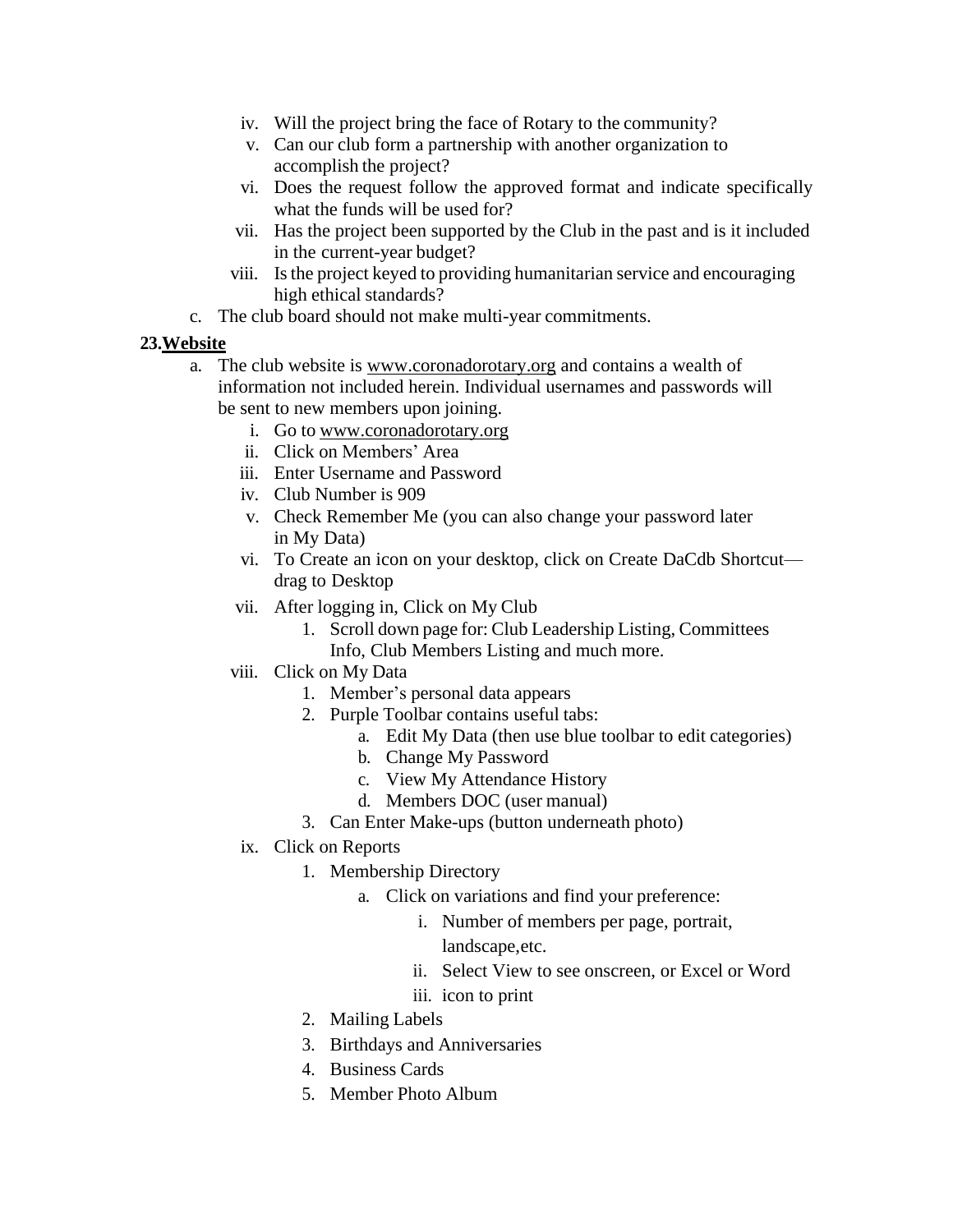iv. Will the project bring the face of Rotary to the community?
v. Can our club form a partnership with another organization to accomplish the project?
vi. Does the request follow the approved format and indicate specifically what the funds will be used for?
vii. Has the project been supported by the Club in the past and is it included in the current-year budget?
viii. Is the project keyed to providing humanitarian service and encouraging high ethical standards?

c. The club board should not make multi-year commitments.

## 23. **Website**

a. The club website is www.coronadorotary.org and contains a wealth of information not included herein. Individual usernames and passwords will be sent to new members upon joining.
   - i. Go to www.coronadorotary.org
   - ii. Click on Members' Area
   - iii. Enter Username and Password
   - iv. Club Number is 909
   - v. Check Remember Me (you can also change your password later in My Data)
   - vi. To Create an icon on your desktop, click on Create DaCdb Shortcut—drag to Desktop
   - vii. After logging in, Click on My Club
     1. Scroll down page for: Club Leadership Listing, Committees Info, Club Members Listing and much more.
   - viii. Click on My Data
     1. Member's personal data appears
     2. Purple Toolbar contains useful tabs:
        - a. Edit My Data (then use blue toolbar to edit categories)
        - b. Change My Password
        - c. View My Attendance History
        - d. Members DOC (user manual)
     3. Can Enter Make-ups (button underneath photo)
   - ix. Click on Reports
     1. Membership Directory
        - a. Click on variations and find your preference:
          - i. Number of members per page, portrait, landscape,etc.
          - ii. Select View to see onscreen, or Excel or Word
          - iii. icon to print
     2. Mailing Labels
     3. Birthdays and Anniversaries
     4. Business Cards
     5. Member Photo Album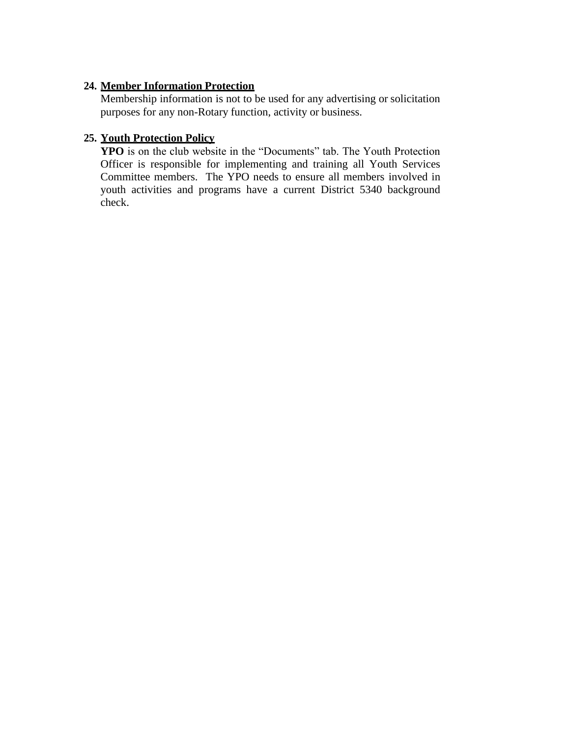**24. Member Information Protection**

Membership information is not to be used for any advertising or solicitation purposes for any non-Rotary function, activity or business.

**25. Youth Protection Policy**

**YPO** is on the club website in the "Documents" tab. The Youth Protection Officer is responsible for implementing and training all Youth Services Committee members. The YPO needs to ensure all members involved in youth activities and programs have a current District 5340 background check.